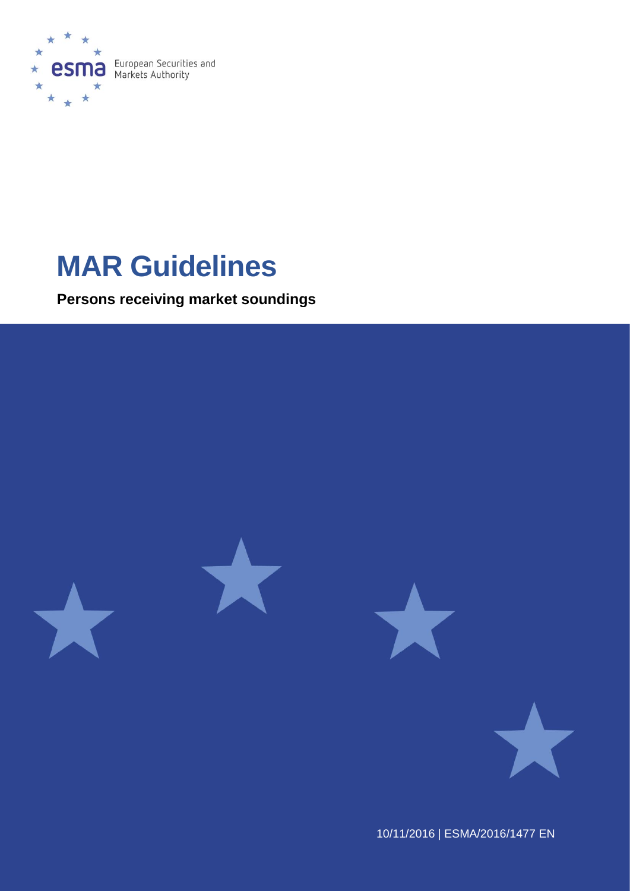European Securities and Markets Authority

# MAR Guidelines

**Persons receiving market soundings**

10/11/2016 | ESMA/2016/1477 EN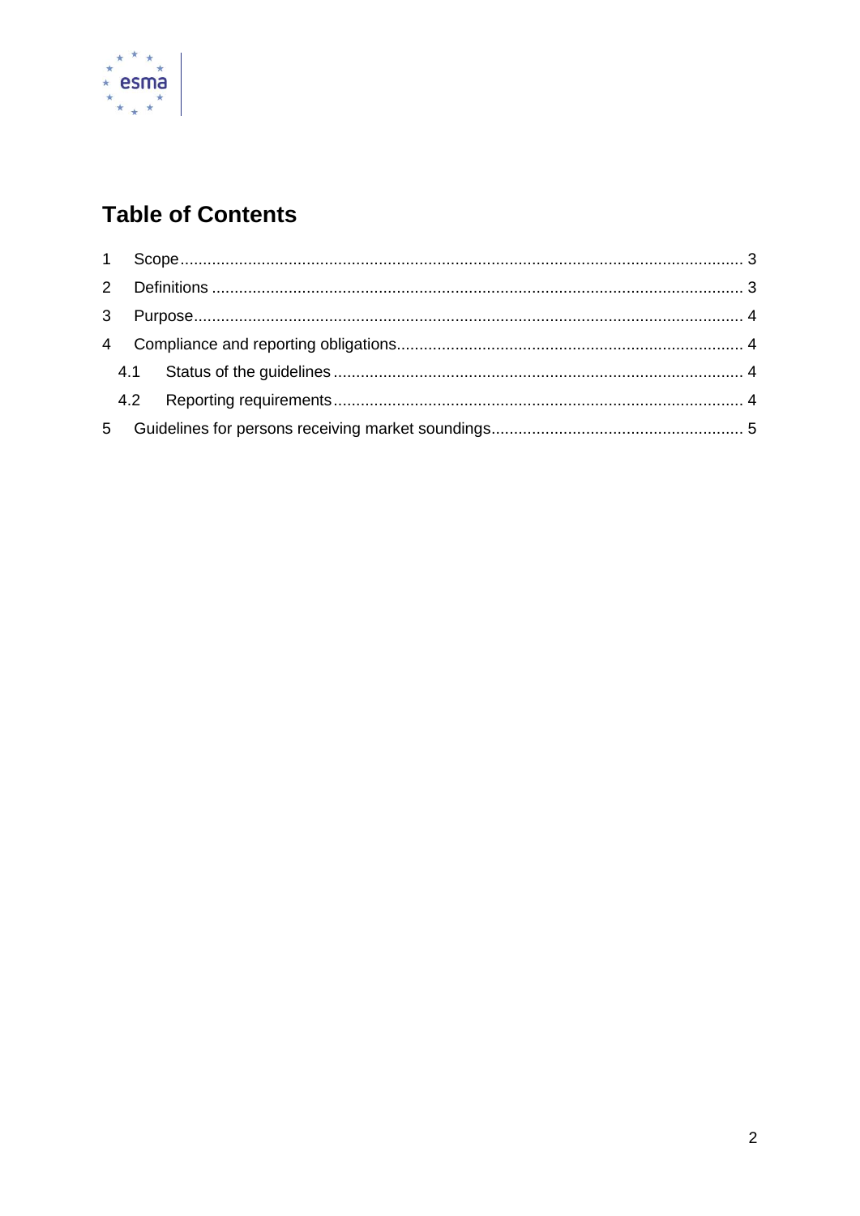# Table of Contents

1 Scope .......... 3

2 Definitions .......... 3

3 Purpose .......... 4

4 Compliance and reporting obligations .......... 4

   4.1 Status of the guidelines .......... 4

   4.2 Reporting requirements .......... 4

5 Guidelines for persons receiving market soundings .......... 5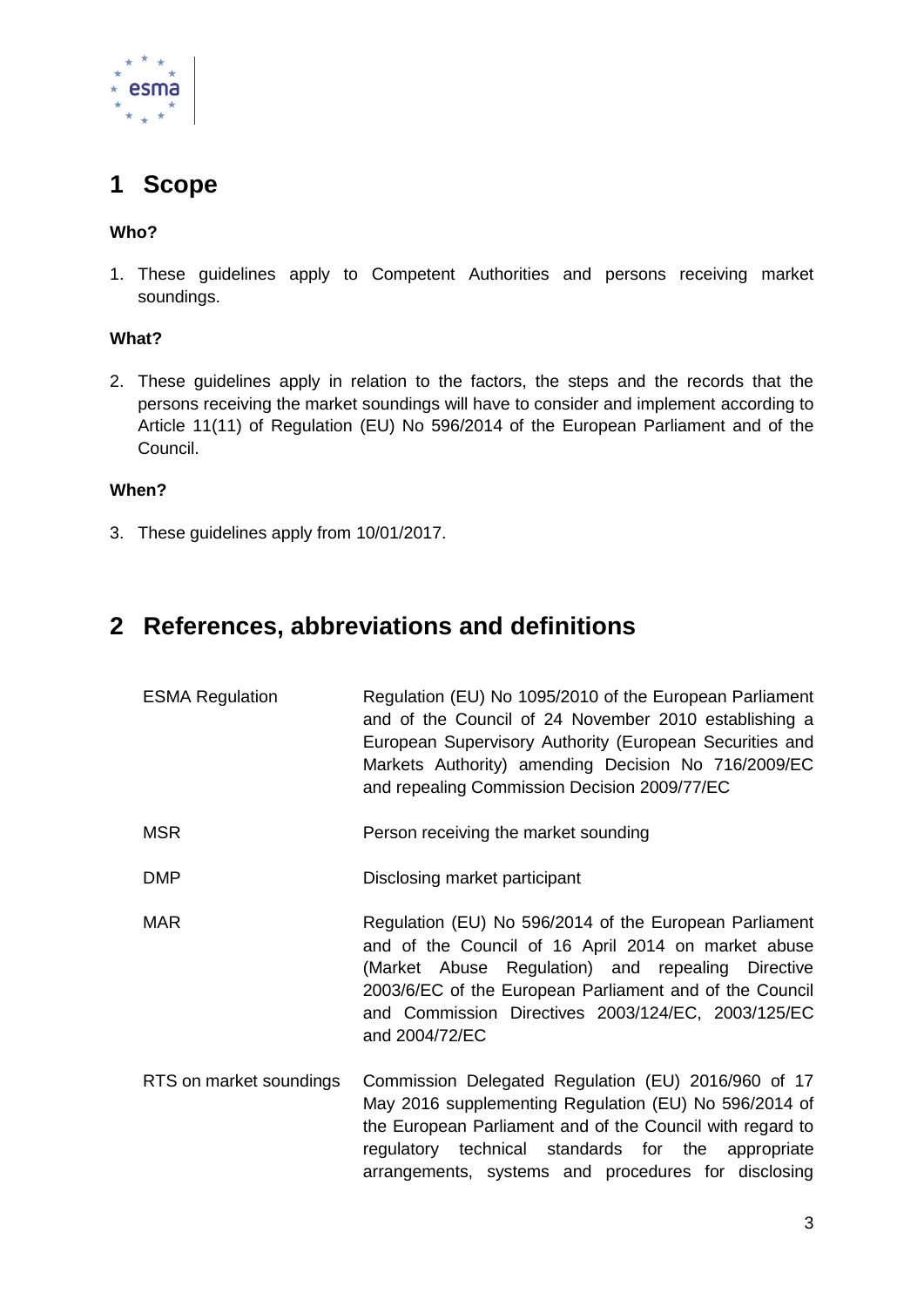# 1 Scope

**Who?**

1. These guidelines apply to Competent Authorities and persons receiving market soundings.

**What?**

2. These guidelines apply in relation to the factors, the steps and the records that the persons receiving the market soundings will have to consider and implement according to Article 11(11) of Regulation (EU) No 596/2014 of the European Parliament and of the Council.

**When?**

3. These guidelines apply from 10/01/2017.

# 2 References, abbreviations and definitions

| | |
|---|---|
| ESMA Regulation | Regulation (EU) No 1095/2010 of the European Parliament and of the Council of 24 November 2010 establishing a European Supervisory Authority (European Securities and Markets Authority) amending Decision No 716/2009/EC and repealing Commission Decision 2009/77/EC |
| MSR | Person receiving the market sounding |
| DMP | Disclosing market participant |
| MAR | Regulation (EU) No 596/2014 of the European Parliament and of the Council of 16 April 2014 on market abuse (Market Abuse Regulation) and repealing Directive 2003/6/EC of the European Parliament and of the Council and Commission Directives 2003/124/EC, 2003/125/EC and 2004/72/EC |
| RTS on market soundings | Commission Delegated Regulation (EU) 2016/960 of 17 May 2016 supplementing Regulation (EU) No 596/2014 of the European Parliament and of the Council with regard to regulatory technical standards for the appropriate arrangements, systems and procedures for disclosing |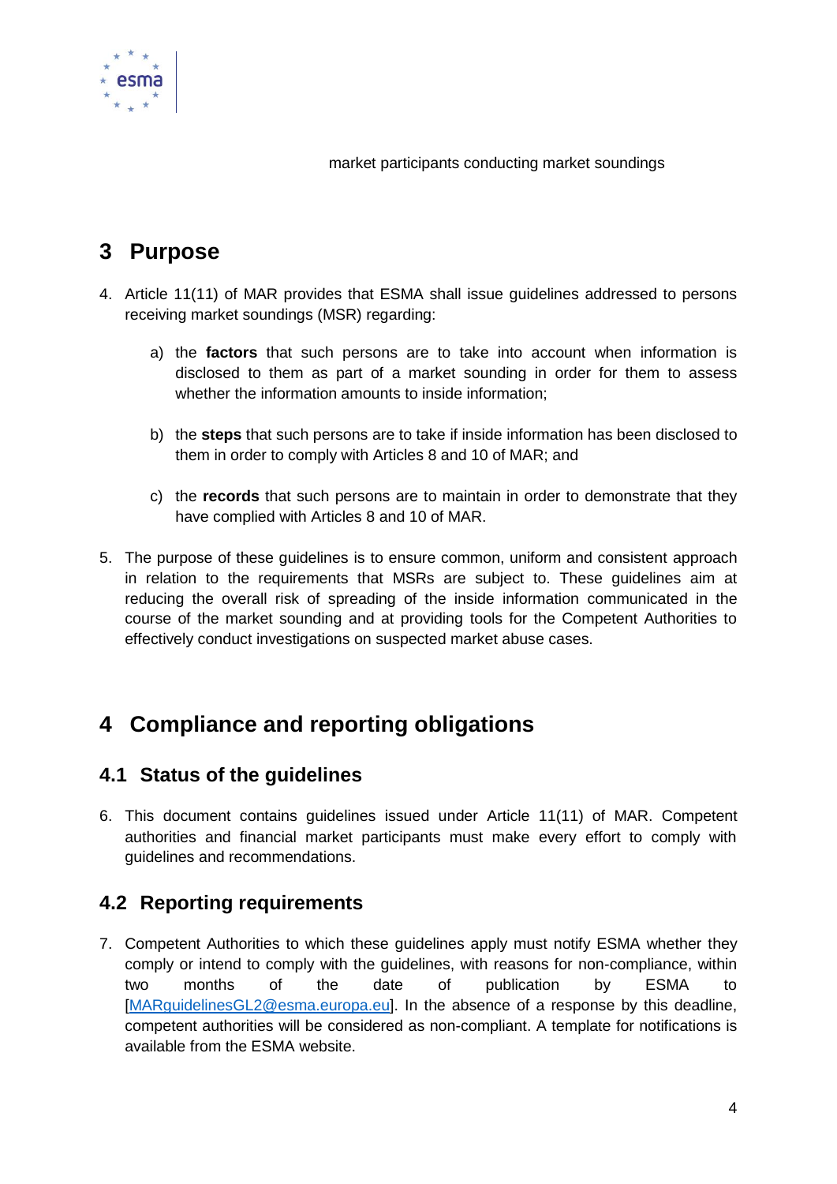market participants conducting market soundings

# 3 Purpose

4. Article 11(11) of MAR provides that ESMA shall issue guidelines addressed to persons receiving market soundings (MSR) regarding:

    a) the **factors** that such persons are to take into account when information is disclosed to them as part of a market sounding in order for them to assess whether the information amounts to inside information;

    b) the **steps** that such persons are to take if inside information has been disclosed to them in order to comply with Articles 8 and 10 of MAR; and

    c) the **records** that such persons are to maintain in order to demonstrate that they have complied with Articles 8 and 10 of MAR.

5. The purpose of these guidelines is to ensure common, uniform and consistent approach in relation to the requirements that MSRs are subject to. These guidelines aim at reducing the overall risk of spreading of the inside information communicated in the course of the market sounding and at providing tools for the Competent Authorities to effectively conduct investigations on suspected market abuse cases.

# 4 Compliance and reporting obligations

## 4.1 Status of the guidelines

6. This document contains guidelines issued under Article 11(11) of MAR. Competent authorities and financial market participants must make every effort to comply with guidelines and recommendations.

## 4.2 Reporting requirements

7. Competent Authorities to which these guidelines apply must notify ESMA whether they comply or intend to comply with the guidelines, with reasons for non-compliance, within two months of the date of publication by ESMA to [MARguidelinesGL2@esma.europa.eu]. In the absence of a response by this deadline, competent authorities will be considered as non-compliant. A template for notifications is available from the ESMA website.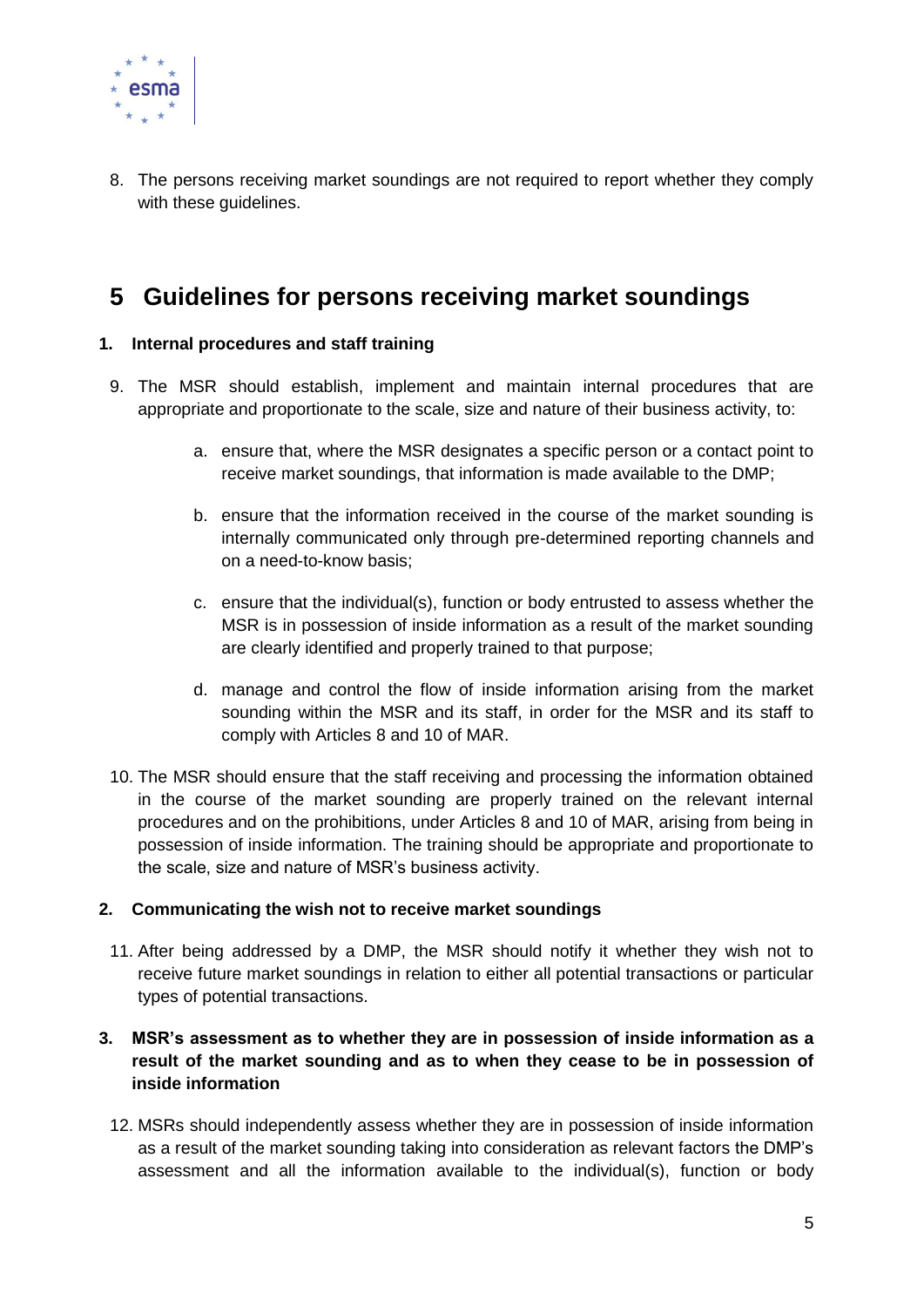8. The persons receiving market soundings are not required to report whether they comply with these guidelines.

# 5 Guidelines for persons receiving market soundings

### 1. Internal procedures and staff training

9. The MSR should establish, implement and maintain internal procedures that are appropriate and proportionate to the scale, size and nature of their business activity, to:

    a. ensure that, where the MSR designates a specific person or a contact point to receive market soundings, that information is made available to the DMP;

    b. ensure that the information received in the course of the market sounding is internally communicated only through pre-determined reporting channels and on a need-to-know basis;

    c. ensure that the individual(s), function or body entrusted to assess whether the MSR is in possession of inside information as a result of the market sounding are clearly identified and properly trained to that purpose;

    d. manage and control the flow of inside information arising from the market sounding within the MSR and its staff, in order for the MSR and its staff to comply with Articles 8 and 10 of MAR.

10. The MSR should ensure that the staff receiving and processing the information obtained in the course of the market sounding are properly trained on the relevant internal procedures and on the prohibitions, under Articles 8 and 10 of MAR, arising from being in possession of inside information. The training should be appropriate and proportionate to the scale, size and nature of MSR's business activity.

### 2. Communicating the wish not to receive market soundings

11. After being addressed by a DMP, the MSR should notify it whether they wish not to receive future market soundings in relation to either all potential transactions or particular types of potential transactions.

### 3. MSR's assessment as to whether they are in possession of inside information as a result of the market sounding and as to when they cease to be in possession of inside information

12. MSRs should independently assess whether they are in possession of inside information as a result of the market sounding taking into consideration as relevant factors the DMP's assessment and all the information available to the individual(s), function or body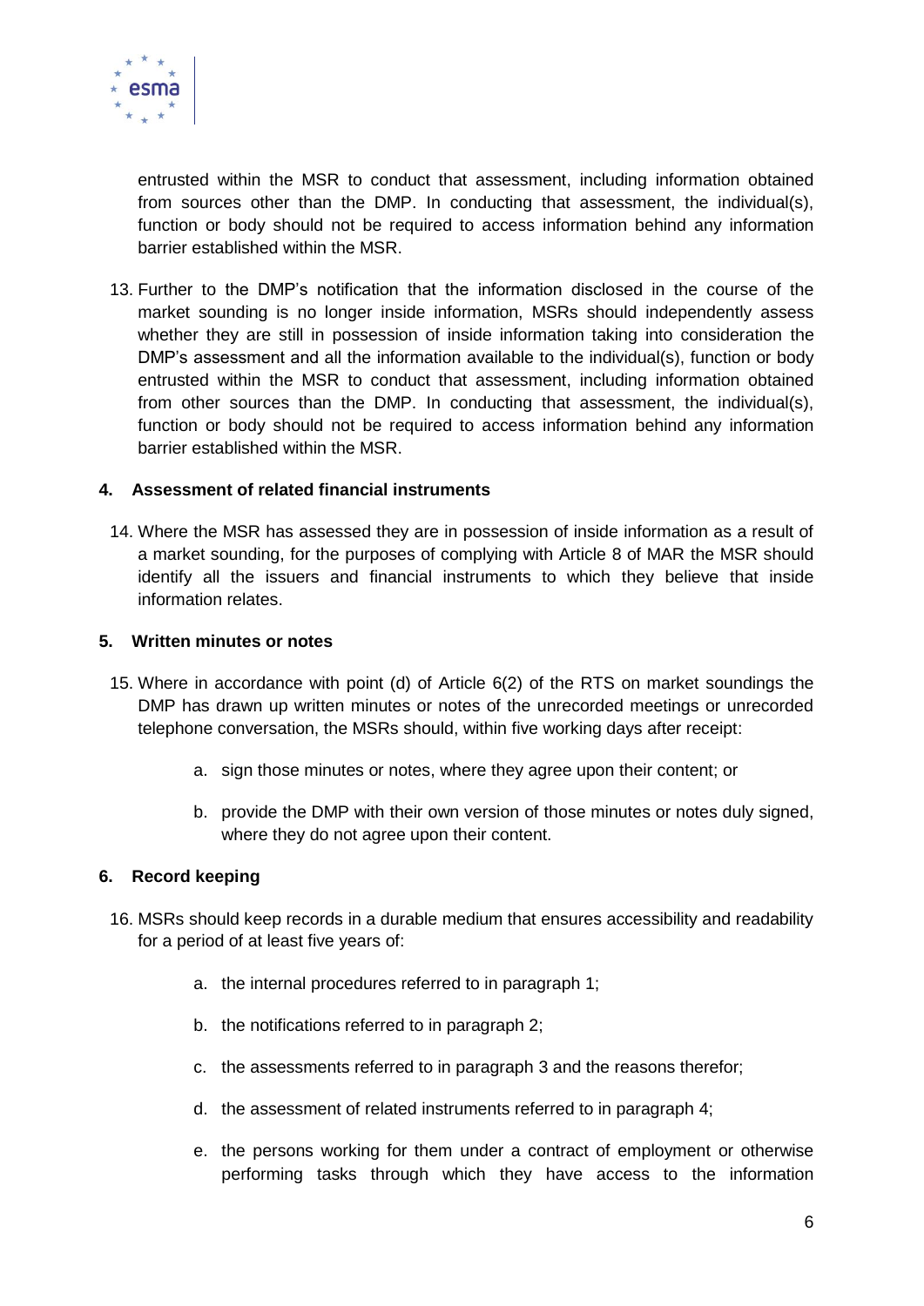entrusted within the MSR to conduct that assessment, including information obtained from sources other than the DMP. In conducting that assessment, the individual(s), function or body should not be required to access information behind any information barrier established within the MSR.

13. Further to the DMP's notification that the information disclosed in the course of the market sounding is no longer inside information, MSRs should independently assess whether they are still in possession of inside information taking into consideration the DMP's assessment and all the information available to the individual(s), function or body entrusted within the MSR to conduct that assessment, including information obtained from other sources than the DMP. In conducting that assessment, the individual(s), function or body should not be required to access information behind any information barrier established within the MSR.

## 4. Assessment of related financial instruments

14. Where the MSR has assessed they are in possession of inside information as a result of a market sounding, for the purposes of complying with Article 8 of MAR the MSR should identify all the issuers and financial instruments to which they believe that inside information relates.

## 5. Written minutes or notes

15. Where in accordance with point (d) of Article 6(2) of the RTS on market soundings the DMP has drawn up written minutes or notes of the unrecorded meetings or unrecorded telephone conversation, the MSRs should, within five working days after receipt:

    a. sign those minutes or notes, where they agree upon their content; or

    b. provide the DMP with their own version of those minutes or notes duly signed, where they do not agree upon their content.

## 6. Record keeping

16. MSRs should keep records in a durable medium that ensures accessibility and readability for a period of at least five years of:

    a. the internal procedures referred to in paragraph 1;

    b. the notifications referred to in paragraph 2;

    c. the assessments referred to in paragraph 3 and the reasons therefor;

    d. the assessment of related instruments referred to in paragraph 4;

    e. the persons working for them under a contract of employment or otherwise performing tasks through which they have access to the information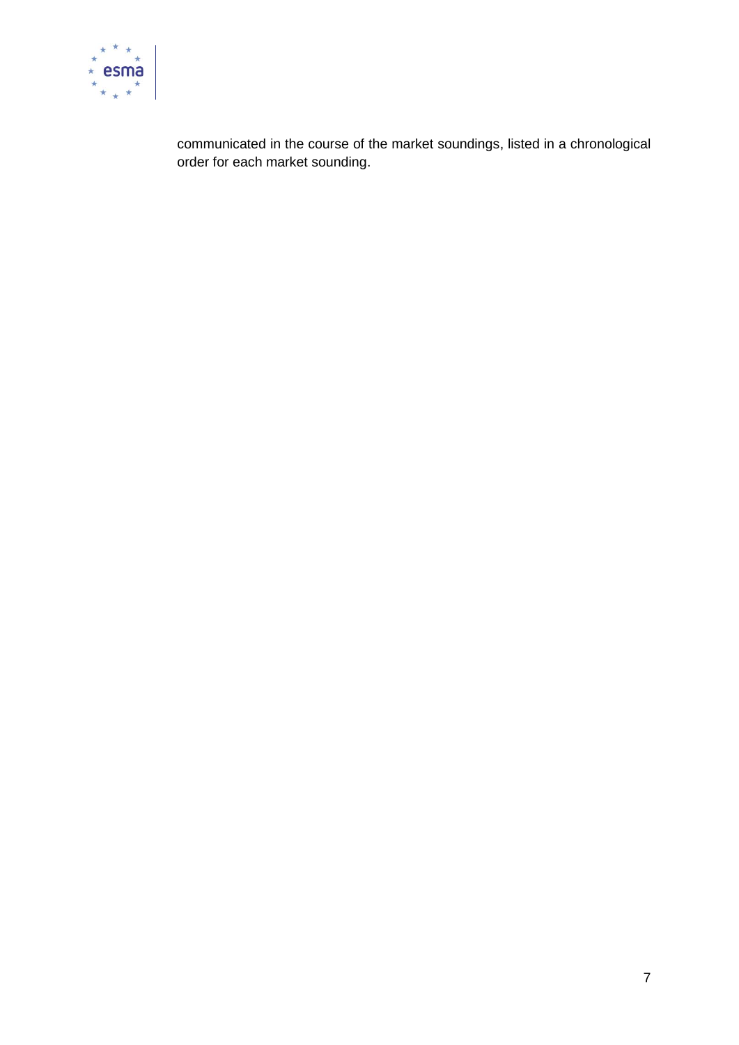communicated in the course of the market soundings, listed in a chronological order for each market sounding.